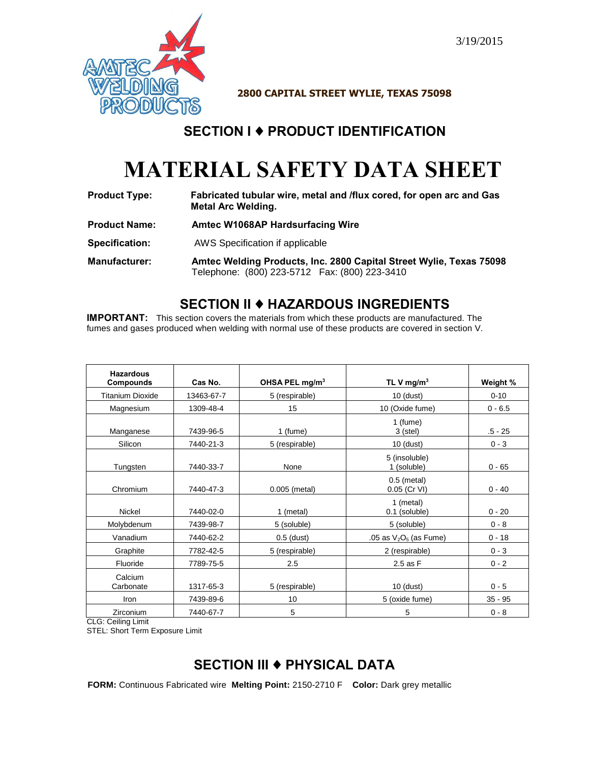3/19/2015

**2800 CAPITAL STREET WYLIE, TEXAS 75098**

## SECTION I ♦ PRODUCT IDENTIFICATION

# MATERIAL SAFETY DATA SHEET

**Product Type:** **Fabricated tubular wire, metal and /flux cored, for open arc and Gas Metal Arc Welding.**

**Product Name:** **Amtec W1068AP Hardsurfacing Wire**

**Specification:** AWS Specification if applicable

**Manufacturer:** **Amtec Welding Products, Inc. 2800 Capital Street Wylie, Texas 75098**
Telephone: (800) 223-5712 Fax: (800) 223-3410

## SECTION II ♦ HAZARDOUS INGREDIENTS

**IMPORTANT:** This section covers the materials from which these products are manufactured. The fumes and gases produced when welding with normal use of these products are covered in section V.

| Hazardous Compounds | Cas No. | OHSA PEL mg/m³ | TL V mg/m³ | Weight % |
|---|---|---|---|---|
| Titanium Dioxide | 13463-67-7 | 5 (respirable) | 10 (dust) | 0-10 |
| Magnesium | 1309-48-4 | 15 | 10 (Oxide fume) | 0 - 6.5 |
| Manganese | 7439-96-5 | 1 (fume) | 1 (fume) 3 (stel) | .5 - 25 |
| Silicon | 7440-21-3 | 5 (respirable) | 10 (dust) | 0 - 3 |
| Tungsten | 7440-33-7 | None | 5 (insoluble) 1 (soluble) | 0 - 65 |
| Chromium | 7440-47-3 | 0.005 (metal) | 0.5 (metal) 0.05 (Cr VI) | 0 - 40 |
| Nickel | 7440-02-0 | 1 (metal) | 1 (metal) 0.1 (soluble) | 0 - 20 |
| Molybdenum | 7439-98-7 | 5 (soluble) | 5 (soluble) | 0 - 8 |
| Vanadium | 7440-62-2 | 0.5 (dust) | .05 as $V_2O_5$ (as Fume) | 0 - 18 |
| Graphite | 7782-42-5 | 5 (respirable) | 2 (respirable) | 0 - 3 |
| Fluoride | 7789-75-5 | 2.5 | 2.5 as F | 0 - 2 |
| Calcium Carbonate | 1317-65-3 | 5 (respirable) | 10 (dust) | 0 - 5 |
| Iron | 7439-89-6 | 10 | 5 (oxide fume) | 35 - 95 |
| Zirconium | 7440-67-7 | 5 | 5 | 0 - 8 |

CLG: Ceiling Limit
STEL: Short Term Exposure Limit

## SECTION III ♦ PHYSICAL DATA

**FORM:** Continuous Fabricated wire **Melting Point:** 2150-2710 F **Color:** Dark grey metallic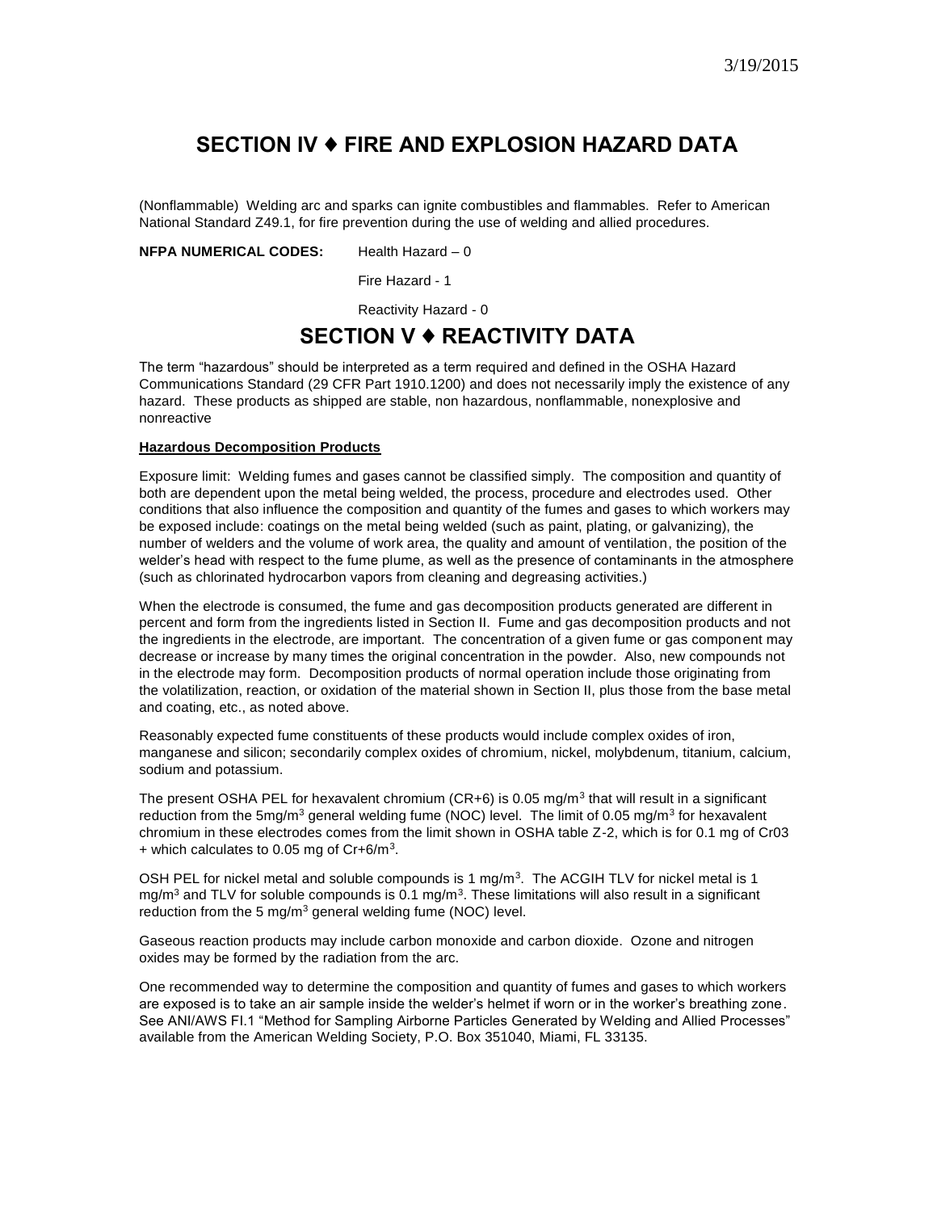## SECTION IV ♦ FIRE AND EXPLOSION HAZARD DATA

(Nonflammable) Welding arc and sparks can ignite combustibles and flammables. Refer to American National Standard Z49.1, for fire prevention during the use of welding and allied procedures.

**NFPA NUMERICAL CODES:** Health Hazard – 0

Fire Hazard - 1

Reactivity Hazard - 0

## SECTION V ♦ REACTIVITY DATA

The term "hazardous" should be interpreted as a term required and defined in the OSHA Hazard Communications Standard (29 CFR Part 1910.1200) and does not necessarily imply the existence of any hazard. These products as shipped are stable, non hazardous, nonflammable, nonexplosive and nonreactive

**Hazardous Decomposition Products**

Exposure limit: Welding fumes and gases cannot be classified simply. The composition and quantity of both are dependent upon the metal being welded, the process, procedure and electrodes used. Other conditions that also influence the composition and quantity of the fumes and gases to which workers may be exposed include: coatings on the metal being welded (such as paint, plating, or galvanizing), the number of welders and the volume of work area, the quality and amount of ventilation, the position of the welder's head with respect to the fume plume, as well as the presence of contaminants in the atmosphere (such as chlorinated hydrocarbon vapors from cleaning and degreasing activities.)

When the electrode is consumed, the fume and gas decomposition products generated are different in percent and form from the ingredients listed in Section II. Fume and gas decomposition products and not the ingredients in the electrode, are important. The concentration of a given fume or gas component may decrease or increase by many times the original concentration in the powder. Also, new compounds not in the electrode may form. Decomposition products of normal operation include those originating from the volatilization, reaction, or oxidation of the material shown in Section II, plus those from the base metal and coating, etc., as noted above.

Reasonably expected fume constituents of these products would include complex oxides of iron, manganese and silicon; secondarily complex oxides of chromium, nickel, molybdenum, titanium, calcium, sodium and potassium.

The present OSHA PEL for hexavalent chromium (CR+6) is 0.05 mg/m$^3$ that will result in a significant reduction from the 5mg/m$^3$ general welding fume (NOC) level. The limit of 0.05 mg/m$^3$ for hexavalent chromium in these electrodes comes from the limit shown in OSHA table Z-2, which is for 0.1 mg of Cr03 + which calculates to 0.05 mg of Cr+6/m$^3$.

OSH PEL for nickel metal and soluble compounds is 1 mg/m$^3$. The ACGIH TLV for nickel metal is 1 mg/m$^3$ and TLV for soluble compounds is 0.1 mg/m$^3$. These limitations will also result in a significant reduction from the 5 mg/m$^3$ general welding fume (NOC) level.

Gaseous reaction products may include carbon monoxide and carbon dioxide. Ozone and nitrogen oxides may be formed by the radiation from the arc.

One recommended way to determine the composition and quantity of fumes and gases to which workers are exposed is to take an air sample inside the welder's helmet if worn or in the worker's breathing zone. See ANI/AWS FI.1 "Method for Sampling Airborne Particles Generated by Welding and Allied Processes" available from the American Welding Society, P.O. Box 351040, Miami, FL 33135.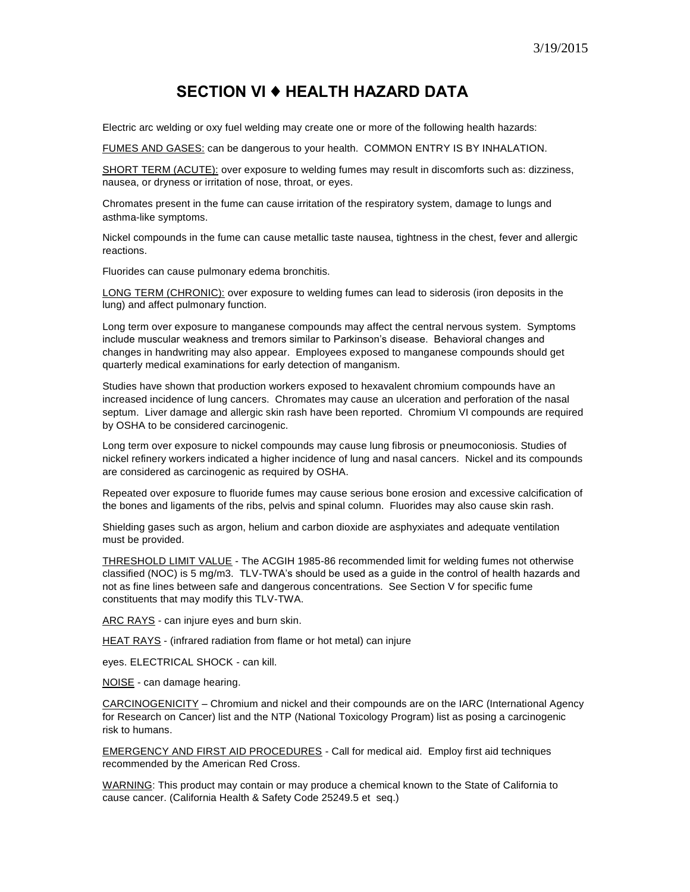# SECTION VI ♦ HEALTH HAZARD DATA

Electric arc welding or oxy fuel welding may create one or more of the following health hazards:

FUMES AND GASES: can be dangerous to your health. COMMON ENTRY IS BY INHALATION.

SHORT TERM (ACUTE): over exposure to welding fumes may result in discomforts such as: dizziness, nausea, or dryness or irritation of nose, throat, or eyes.

Chromates present in the fume can cause irritation of the respiratory system, damage to lungs and asthma-like symptoms.

Nickel compounds in the fume can cause metallic taste nausea, tightness in the chest, fever and allergic reactions.

Fluorides can cause pulmonary edema bronchitis.

LONG TERM (CHRONIC): over exposure to welding fumes can lead to siderosis (iron deposits in the lung) and affect pulmonary function.

Long term over exposure to manganese compounds may affect the central nervous system. Symptoms include muscular weakness and tremors similar to Parkinson's disease. Behavioral changes and changes in handwriting may also appear. Employees exposed to manganese compounds should get quarterly medical examinations for early detection of manganism.

Studies have shown that production workers exposed to hexavalent chromium compounds have an increased incidence of lung cancers. Chromates may cause an ulceration and perforation of the nasal septum. Liver damage and allergic skin rash have been reported. Chromium VI compounds are required by OSHA to be considered carcinogenic.

Long term over exposure to nickel compounds may cause lung fibrosis or pneumoconiosis. Studies of nickel refinery workers indicated a higher incidence of lung and nasal cancers. Nickel and its compounds are considered as carcinogenic as required by OSHA.

Repeated over exposure to fluoride fumes may cause serious bone erosion and excessive calcification of the bones and ligaments of the ribs, pelvis and spinal column. Fluorides may also cause skin rash.

Shielding gases such as argon, helium and carbon dioxide are asphyxiates and adequate ventilation must be provided.

THRESHOLD LIMIT VALUE - The ACGIH 1985-86 recommended limit for welding fumes not otherwise classified (NOC) is 5 mg/m3. TLV-TWA's should be used as a guide in the control of health hazards and not as fine lines between safe and dangerous concentrations. See Section V for specific fume constituents that may modify this TLV-TWA.

ARC RAYS - can injure eyes and burn skin.

HEAT RAYS - (infrared radiation from flame or hot metal) can injure

eyes. ELECTRICAL SHOCK - can kill.

NOISE - can damage hearing.

CARCINOGENICITY – Chromium and nickel and their compounds are on the IARC (International Agency for Research on Cancer) list and the NTP (National Toxicology Program) list as posing a carcinogenic risk to humans.

EMERGENCY AND FIRST AID PROCEDURES - Call for medical aid. Employ first aid techniques recommended by the American Red Cross.

WARNING: This product may contain or may produce a chemical known to the State of California to cause cancer. (California Health & Safety Code 25249.5 et seq.)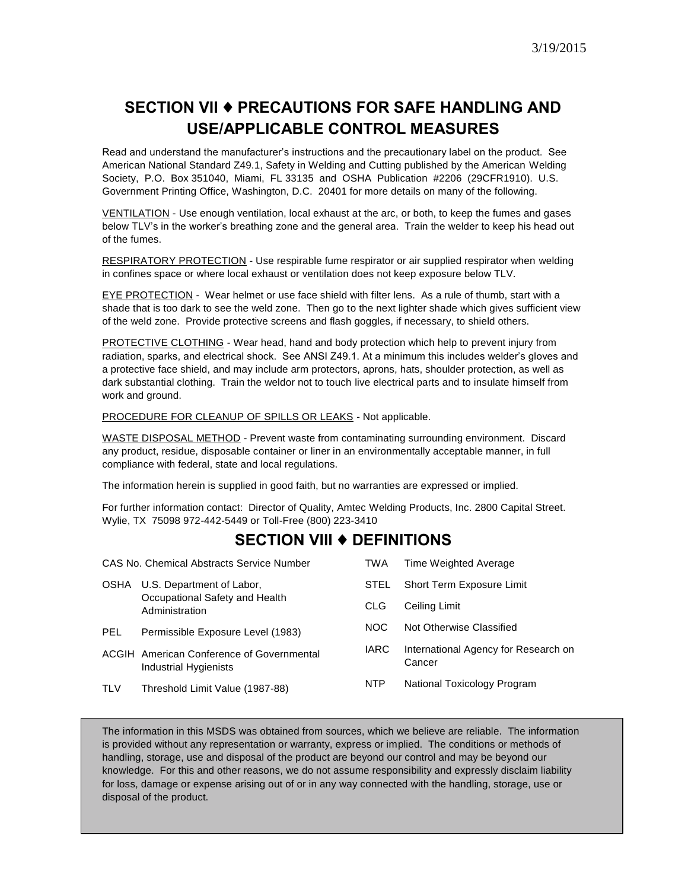## SECTION VII ♦ PRECAUTIONS FOR SAFE HANDLING AND USE/APPLICABLE CONTROL MEASURES

Read and understand the manufacturer's instructions and the precautionary label on the product. See American National Standard Z49.1, Safety in Welding and Cutting published by the American Welding Society, P.O. Box 351040, Miami, FL 33135 and OSHA Publication #2206 (29CFR1910). U.S. Government Printing Office, Washington, D.C. 20401 for more details on many of the following.

VENTILATION - Use enough ventilation, local exhaust at the arc, or both, to keep the fumes and gases below TLV's in the worker's breathing zone and the general area. Train the welder to keep his head out of the fumes.

RESPIRATORY PROTECTION - Use respirable fume respirator or air supplied respirator when welding in confines space or where local exhaust or ventilation does not keep exposure below TLV.

EYE PROTECTION - Wear helmet or use face shield with filter lens. As a rule of thumb, start with a shade that is too dark to see the weld zone. Then go to the next lighter shade which gives sufficient view of the weld zone. Provide protective screens and flash goggles, if necessary, to shield others.

PROTECTIVE CLOTHING - Wear head, hand and body protection which help to prevent injury from radiation, sparks, and electrical shock. See ANSI Z49.1. At a minimum this includes welder's gloves and a protective face shield, and may include arm protectors, aprons, hats, shoulder protection, as well as dark substantial clothing. Train the weldor not to touch live electrical parts and to insulate himself from work and ground.

PROCEDURE FOR CLEANUP OF SPILLS OR LEAKS - Not applicable.

WASTE DISPOSAL METHOD - Prevent waste from contaminating surrounding environment. Discard any product, residue, disposable container or liner in an environmentally acceptable manner, in full compliance with federal, state and local regulations.

The information herein is supplied in good faith, but no warranties are expressed or implied.

For further information contact: Director of Quality, Amtec Welding Products, Inc. 2800 Capital Street. Wylie, TX 75098 972-442-5449 or Toll-Free (800) 223-3410

## SECTION VIII ♦ DEFINITIONS

| | |
|---|---|
| CAS No. | Chemical Abstracts Service Number |
| OSHA | U.S. Department of Labor, Occupational Safety and Health Administration |
| PEL | Permissible Exposure Level (1983) |
| ACGIH | American Conference of Governmental Industrial Hygienists |
| TLV | Threshold Limit Value (1987-88) |
| TWA | Time Weighted Average |
| STEL | Short Term Exposure Limit |
| CLG | Ceiling Limit |
| NOC | Not Otherwise Classified |
| IARC | International Agency for Research on Cancer |
| NTP | National Toxicology Program |

The information in this MSDS was obtained from sources, which we believe are reliable. The information is provided without any representation or warranty, express or implied. The conditions or methods of handling, storage, use and disposal of the product are beyond our control and may be beyond our knowledge. For this and other reasons, we do not assume responsibility and expressly disclaim liability for loss, damage or expense arising out of or in any way connected with the handling, storage, use or disposal of the product.